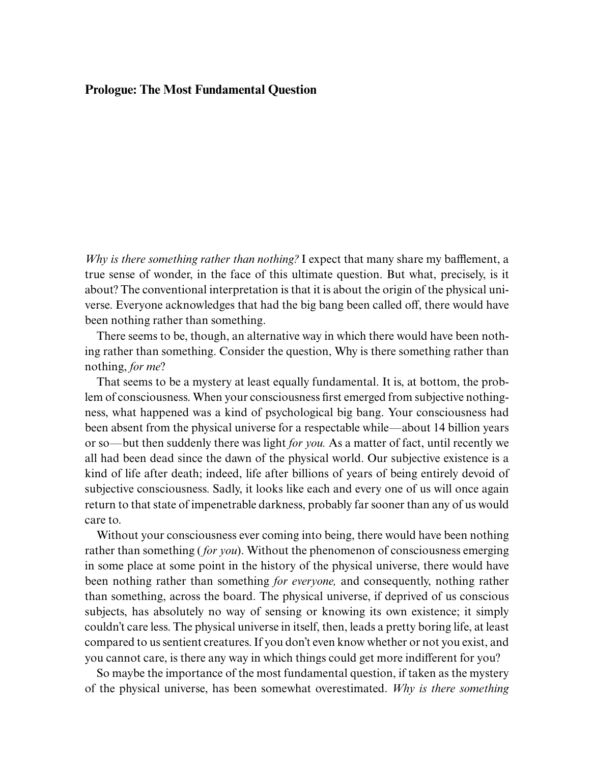# Prologue: The Most Fundamental Question

*Why is there something rather than nothing?* I expect that many share my bafflement, a true sense of wonder, in the face of this ultimate question. But what, precisely, is it about? The conventional interpretation is that it is about the origin of the physical universe. Everyone acknowledges that had the big bang been called off, there would have been nothing rather than something.

There seems to be, though, an alternative way in which there would have been nothing rather than something. Consider the question, Why is there something rather than nothing, *for me*?

That seems to be a mystery at least equally fundamental. It is, at bottom, the problem of consciousness. When your consciousness first emerged from subjective nothingness, what happened was a kind of psychological big bang. Your consciousness had been absent from the physical universe for a respectable while—about 14 billion years or so—but then suddenly there was light *for you.* As a matter of fact, until recently we all had been dead since the dawn of the physical world. Our subjective existence is a kind of life after death; indeed, life after billions of years of being entirely devoid of subjective consciousness. Sadly, it looks like each and every one of us will once again return to that state of impenetrable darkness, probably far sooner than any of us would care to.

Without your consciousness ever coming into being, there would have been nothing rather than something (*for you*). Without the phenomenon of consciousness emerging in some place at some point in the history of the physical universe, there would have been nothing rather than something *for everyone,* and consequently, nothing rather than something, across the board. The physical universe, if deprived of us conscious subjects, has absolutely no way of sensing or knowing its own existence; it simply couldn't care less. The physical universe in itself, then, leads a pretty boring life, at least compared to us sentient creatures. If you don't even know whether or not you exist, and you cannot care, is there any way in which things could get more indifferent for you?

So maybe the importance of the most fundamental question, if taken as the mystery of the physical universe, has been somewhat overestimated. *Why is there something*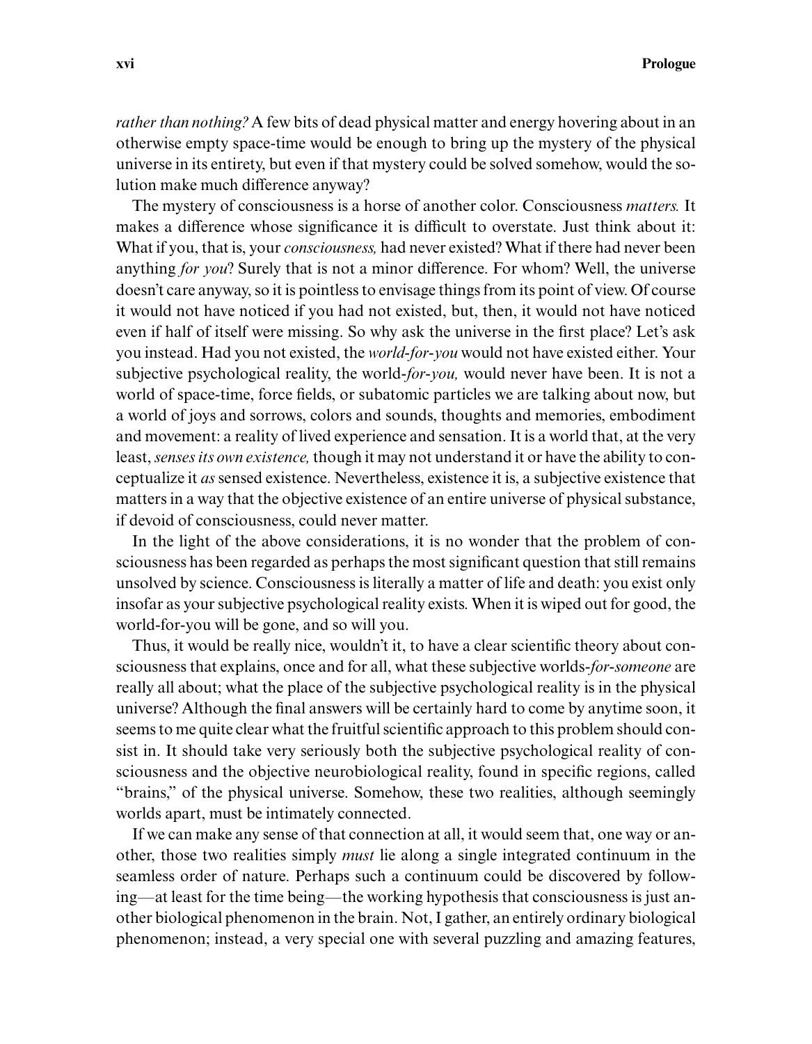*rather than nothing?* A few bits of dead physical matter and energy hovering about in an otherwise empty space-time would be enough to bring up the mystery of the physical universe in its entirety, but even if that mystery could be solved somehow, would the solution make much difference anyway?

The mystery of consciousness is a horse of another color. Consciousness *matters.* It makes a difference whose significance it is difficult to overstate. Just think about it: What if you, that is, your *consciousness,* had never existed? What if there had never been anything *for you*? Surely that is not a minor difference. For whom? Well, the universe doesn't care anyway, so it is pointless to envisage things from its point of view. Of course it would not have noticed if you had not existed, but, then, it would not have noticed even if half of itself were missing. So why ask the universe in the first place? Let's ask you instead. Had you not existed, the *world-for-you* would not have existed either. Your subjective psychological reality, the world-*for-you,* would never have been. It is not a world of space-time, force fields, or subatomic particles we are talking about now, but a world of joys and sorrows, colors and sounds, thoughts and memories, embodiment and movement: a reality of lived experience and sensation. It is a world that, at the very least, *senses its own existence,* though it may not understand it or have the ability to conceptualize it *as* sensed existence. Nevertheless, existence it is, a subjective existence that matters in a way that the objective existence of an entire universe of physical substance, if devoid of consciousness, could never matter.

In the light of the above considerations, it is no wonder that the problem of consciousness has been regarded as perhaps the most significant question that still remains unsolved by science. Consciousness is literally a matter of life and death: you exist only insofar as your subjective psychological reality exists. When it is wiped out for good, the world-for-you will be gone, and so will you.

Thus, it would be really nice, wouldn't it, to have a clear scientific theory about consciousness that explains, once and for all, what these subjective worlds-*for-someone* are really all about; what the place of the subjective psychological reality is in the physical universe? Although the final answers will be certainly hard to come by anytime soon, it seems to me quite clear what the fruitful scientific approach to this problem should consist in. It should take very seriously both the subjective psychological reality of consciousness and the objective neurobiological reality, found in specific regions, called "brains," of the physical universe. Somehow, these two realities, although seemingly worlds apart, must be intimately connected.

If we can make any sense of that connection at all, it would seem that, one way or another, those two realities simply *must* lie along a single integrated continuum in the seamless order of nature. Perhaps such a continuum could be discovered by following—at least for the time being—the working hypothesis that consciousness is just another biological phenomenon in the brain. Not, I gather, an entirely ordinary biological phenomenon; instead, a very special one with several puzzling and amazing features,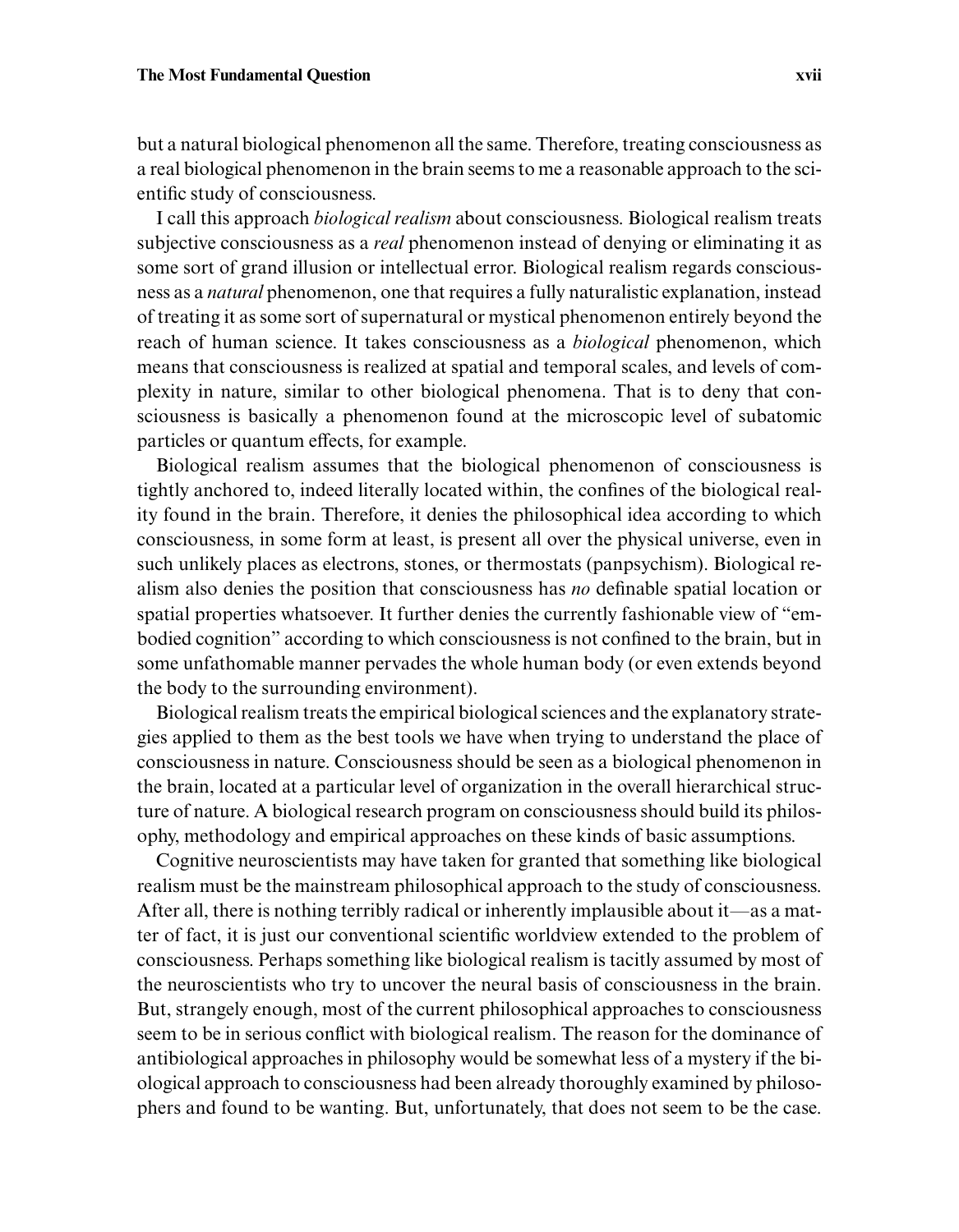but a natural biological phenomenon all the same. Therefore, treating consciousness as a real biological phenomenon in the brain seems to me a reasonable approach to the scientific study of consciousness.

I call this approach *biological realism* about consciousness. Biological realism treats subjective consciousness as a *real* phenomenon instead of denying or eliminating it as some sort of grand illusion or intellectual error. Biological realism regards consciousness as a *natural* phenomenon, one that requires a fully naturalistic explanation, instead of treating it as some sort of supernatural or mystical phenomenon entirely beyond the reach of human science. It takes consciousness as a *biological* phenomenon, which means that consciousness is realized at spatial and temporal scales, and levels of complexity in nature, similar to other biological phenomena. That is to deny that consciousness is basically a phenomenon found at the microscopic level of subatomic particles or quantum effects, for example.

Biological realism assumes that the biological phenomenon of consciousness is tightly anchored to, indeed literally located within, the confines of the biological reality found in the brain. Therefore, it denies the philosophical idea according to which consciousness, in some form at least, is present all over the physical universe, even in such unlikely places as electrons, stones, or thermostats (panpsychism). Biological realism also denies the position that consciousness has *no* definable spatial location or spatial properties whatsoever. It further denies the currently fashionable view of "embodied cognition" according to which consciousness is not confined to the brain, but in some unfathomable manner pervades the whole human body (or even extends beyond the body to the surrounding environment).

Biological realism treats the empirical biological sciences and the explanatory strategies applied to them as the best tools we have when trying to understand the place of consciousness in nature. Consciousness should be seen as a biological phenomenon in the brain, located at a particular level of organization in the overall hierarchical structure of nature. A biological research program on consciousness should build its philosophy, methodology and empirical approaches on these kinds of basic assumptions.

Cognitive neuroscientists may have taken for granted that something like biological realism must be the mainstream philosophical approach to the study of consciousness. After all, there is nothing terribly radical or inherently implausible about it—as a matter of fact, it is just our conventional scientific worldview extended to the problem of consciousness. Perhaps something like biological realism is tacitly assumed by most of the neuroscientists who try to uncover the neural basis of consciousness in the brain. But, strangely enough, most of the current philosophical approaches to consciousness seem to be in serious conflict with biological realism. The reason for the dominance of antibiological approaches in philosophy would be somewhat less of a mystery if the biological approach to consciousness had been already thoroughly examined by philosophers and found to be wanting. But, unfortunately, that does not seem to be the case.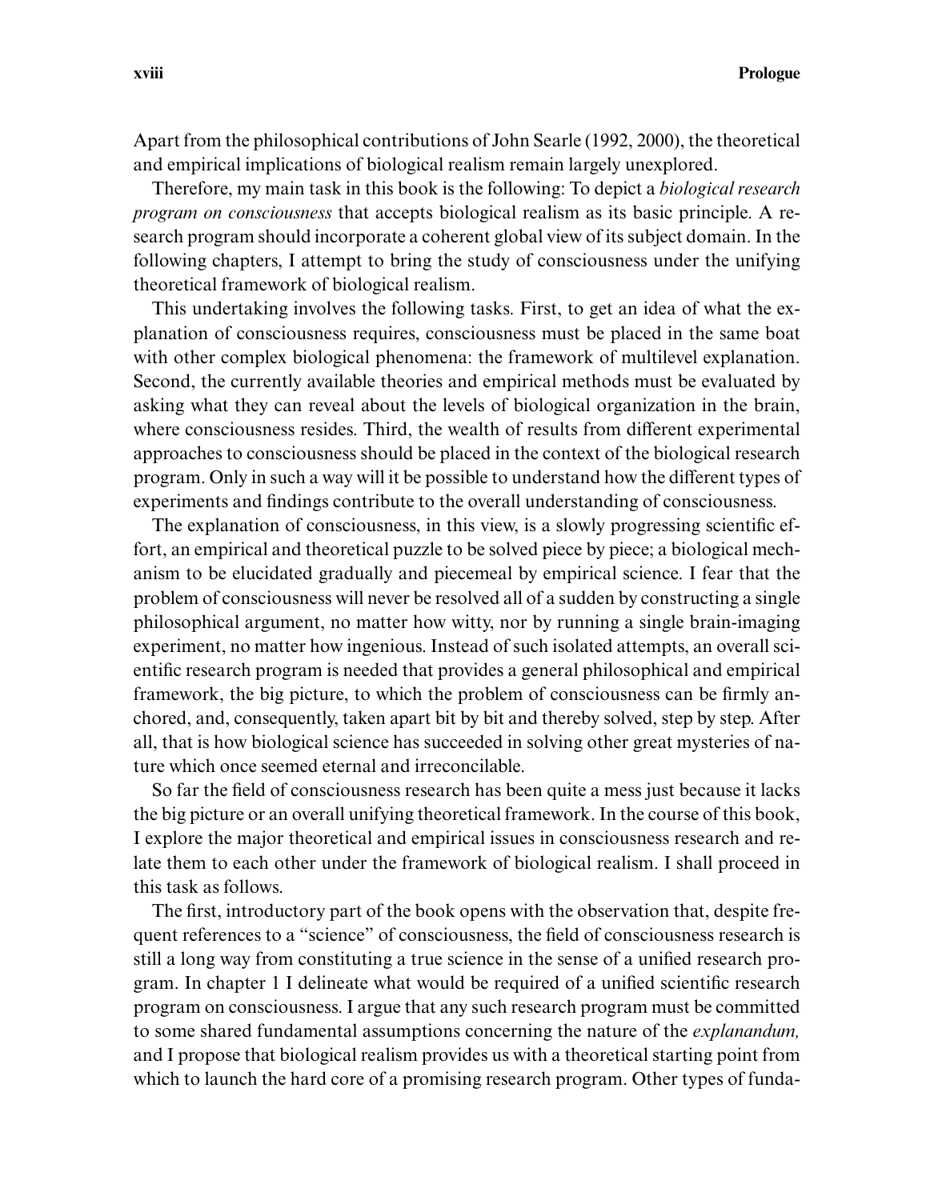Apart from the philosophical contributions of John Searle (1992, 2000), the theoretical and empirical implications of biological realism remain largely unexplored.

Therefore, my main task in this book is the following: To depict a *biological research program on consciousness* that accepts biological realism as its basic principle. A research program should incorporate a coherent global view of its subject domain. In the following chapters, I attempt to bring the study of consciousness under the unifying theoretical framework of biological realism.

This undertaking involves the following tasks. First, to get an idea of what the explanation of consciousness requires, consciousness must be placed in the same boat with other complex biological phenomena: the framework of multilevel explanation. Second, the currently available theories and empirical methods must be evaluated by asking what they can reveal about the levels of biological organization in the brain, where consciousness resides. Third, the wealth of results from different experimental approaches to consciousness should be placed in the context of the biological research program. Only in such a way will it be possible to understand how the different types of experiments and findings contribute to the overall understanding of consciousness.

The explanation of consciousness, in this view, is a slowly progressing scientific effort, an empirical and theoretical puzzle to be solved piece by piece; a biological mechanism to be elucidated gradually and piecemeal by empirical science. I fear that the problem of consciousness will never be resolved all of a sudden by constructing a single philosophical argument, no matter how witty, nor by running a single brain-imaging experiment, no matter how ingenious. Instead of such isolated attempts, an overall scientific research program is needed that provides a general philosophical and empirical framework, the big picture, to which the problem of consciousness can be firmly anchored, and, consequently, taken apart bit by bit and thereby solved, step by step. After all, that is how biological science has succeeded in solving other great mysteries of nature which once seemed eternal and irreconcilable.

So far the field of consciousness research has been quite a mess just because it lacks the big picture or an overall unifying theoretical framework. In the course of this book, I explore the major theoretical and empirical issues in consciousness research and relate them to each other under the framework of biological realism. I shall proceed in this task as follows.

The first, introductory part of the book opens with the observation that, despite frequent references to a "science" of consciousness, the field of consciousness research is still a long way from constituting a true science in the sense of a unified research program. In chapter 1 I delineate what would be required of a unified scientific research program on consciousness. I argue that any such research program must be committed to some shared fundamental assumptions concerning the nature of the *explanandum,* and I propose that biological realism provides us with a theoretical starting point from which to launch the hard core of a promising research program. Other types of funda-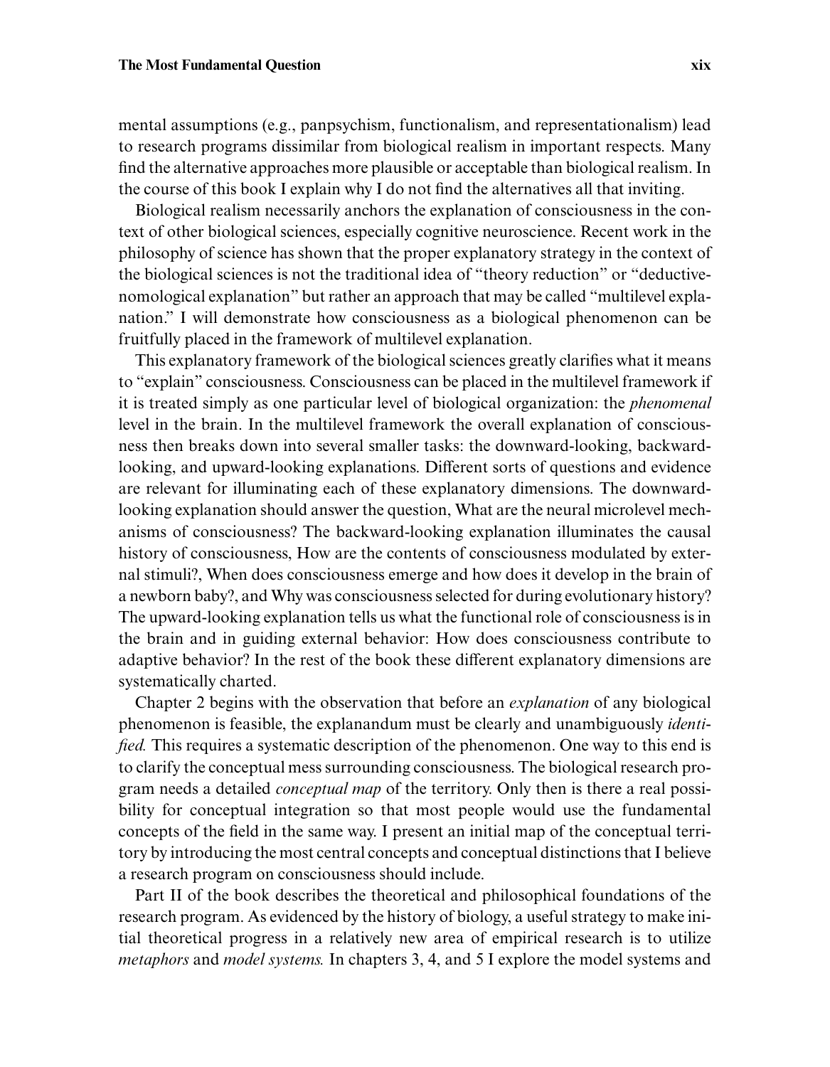mental assumptions (e.g., panpsychism, functionalism, and representationalism) lead to research programs dissimilar from biological realism in important respects. Many find the alternative approaches more plausible or acceptable than biological realism. In the course of this book I explain why I do not find the alternatives all that inviting.

Biological realism necessarily anchors the explanation of consciousness in the context of other biological sciences, especially cognitive neuroscience. Recent work in the philosophy of science has shown that the proper explanatory strategy in the context of the biological sciences is not the traditional idea of "theory reduction" or "deductive-nomological explanation" but rather an approach that may be called "multilevel explanation." I will demonstrate how consciousness as a biological phenomenon can be fruitfully placed in the framework of multilevel explanation.

This explanatory framework of the biological sciences greatly clarifies what it means to "explain" consciousness. Consciousness can be placed in the multilevel framework if it is treated simply as one particular level of biological organization: the *phenomenal* level in the brain. In the multilevel framework the overall explanation of consciousness then breaks down into several smaller tasks: the downward-looking, backward-looking, and upward-looking explanations. Different sorts of questions and evidence are relevant for illuminating each of these explanatory dimensions. The downward-looking explanation should answer the question, What are the neural microlevel mechanisms of consciousness? The backward-looking explanation illuminates the causal history of consciousness, How are the contents of consciousness modulated by external stimuli?, When does consciousness emerge and how does it develop in the brain of a newborn baby?, and Why was consciousness selected for during evolutionary history? The upward-looking explanation tells us what the functional role of consciousness is in the brain and in guiding external behavior: How does consciousness contribute to adaptive behavior? In the rest of the book these different explanatory dimensions are systematically charted.

Chapter 2 begins with the observation that before an *explanation* of any biological phenomenon is feasible, the explanandum must be clearly and unambiguously *identified.* This requires a systematic description of the phenomenon. One way to this end is to clarify the conceptual mess surrounding consciousness. The biological research program needs a detailed *conceptual map* of the territory. Only then is there a real possibility for conceptual integration so that most people would use the fundamental concepts of the field in the same way. I present an initial map of the conceptual territory by introducing the most central concepts and conceptual distinctions that I believe a research program on consciousness should include.

Part II of the book describes the theoretical and philosophical foundations of the research program. As evidenced by the history of biology, a useful strategy to make initial theoretical progress in a relatively new area of empirical research is to utilize *metaphors* and *model systems.* In chapters 3, 4, and 5 I explore the model systems and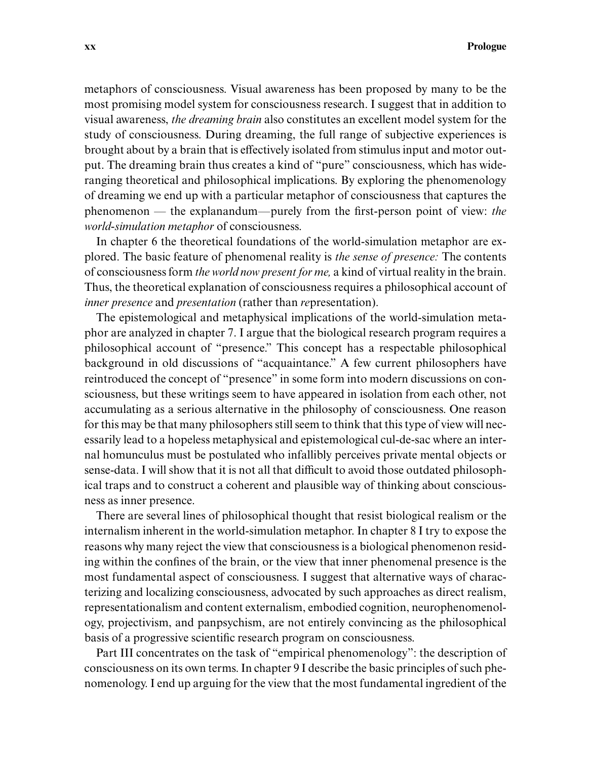metaphors of consciousness. Visual awareness has been proposed by many to be the most promising model system for consciousness research. I suggest that in addition to visual awareness, *the dreaming brain* also constitutes an excellent model system for the study of consciousness. During dreaming, the full range of subjective experiences is brought about by a brain that is effectively isolated from stimulus input and motor output. The dreaming brain thus creates a kind of "pure" consciousness, which has wide-ranging theoretical and philosophical implications. By exploring the phenomenology of dreaming we end up with a particular metaphor of consciousness that captures the phenomenon — the explanandum—purely from the first-person point of view: *the world-simulation metaphor* of consciousness.

In chapter 6 the theoretical foundations of the world-simulation metaphor are explored. The basic feature of phenomenal reality is *the sense of presence:* The contents of consciousness form *the world now present for me,* a kind of virtual reality in the brain. Thus, the theoretical explanation of consciousness requires a philosophical account of *inner presence* and *presentation* (rather than *re*presentation).

The epistemological and metaphysical implications of the world-simulation metaphor are analyzed in chapter 7. I argue that the biological research program requires a philosophical account of "presence." This concept has a respectable philosophical background in old discussions of "acquaintance." A few current philosophers have reintroduced the concept of "presence" in some form into modern discussions on consciousness, but these writings seem to have appeared in isolation from each other, not accumulating as a serious alternative in the philosophy of consciousness. One reason for this may be that many philosophers still seem to think that this type of view will necessarily lead to a hopeless metaphysical and epistemological cul-de-sac where an internal homunculus must be postulated who infallibly perceives private mental objects or sense-data. I will show that it is not all that difficult to avoid those outdated philosophical traps and to construct a coherent and plausible way of thinking about consciousness as inner presence.

There are several lines of philosophical thought that resist biological realism or the internalism inherent in the world-simulation metaphor. In chapter 8 I try to expose the reasons why many reject the view that consciousness is a biological phenomenon residing within the confines of the brain, or the view that inner phenomenal presence is the most fundamental aspect of consciousness. I suggest that alternative ways of characterizing and localizing consciousness, advocated by such approaches as direct realism, representationalism and content externalism, embodied cognition, neurophenomenology, projectivism, and panpsychism, are not entirely convincing as the philosophical basis of a progressive scientific research program on consciousness.

Part III concentrates on the task of "empirical phenomenology": the description of consciousness on its own terms. In chapter 9 I describe the basic principles of such phenomenology. I end up arguing for the view that the most fundamental ingredient of the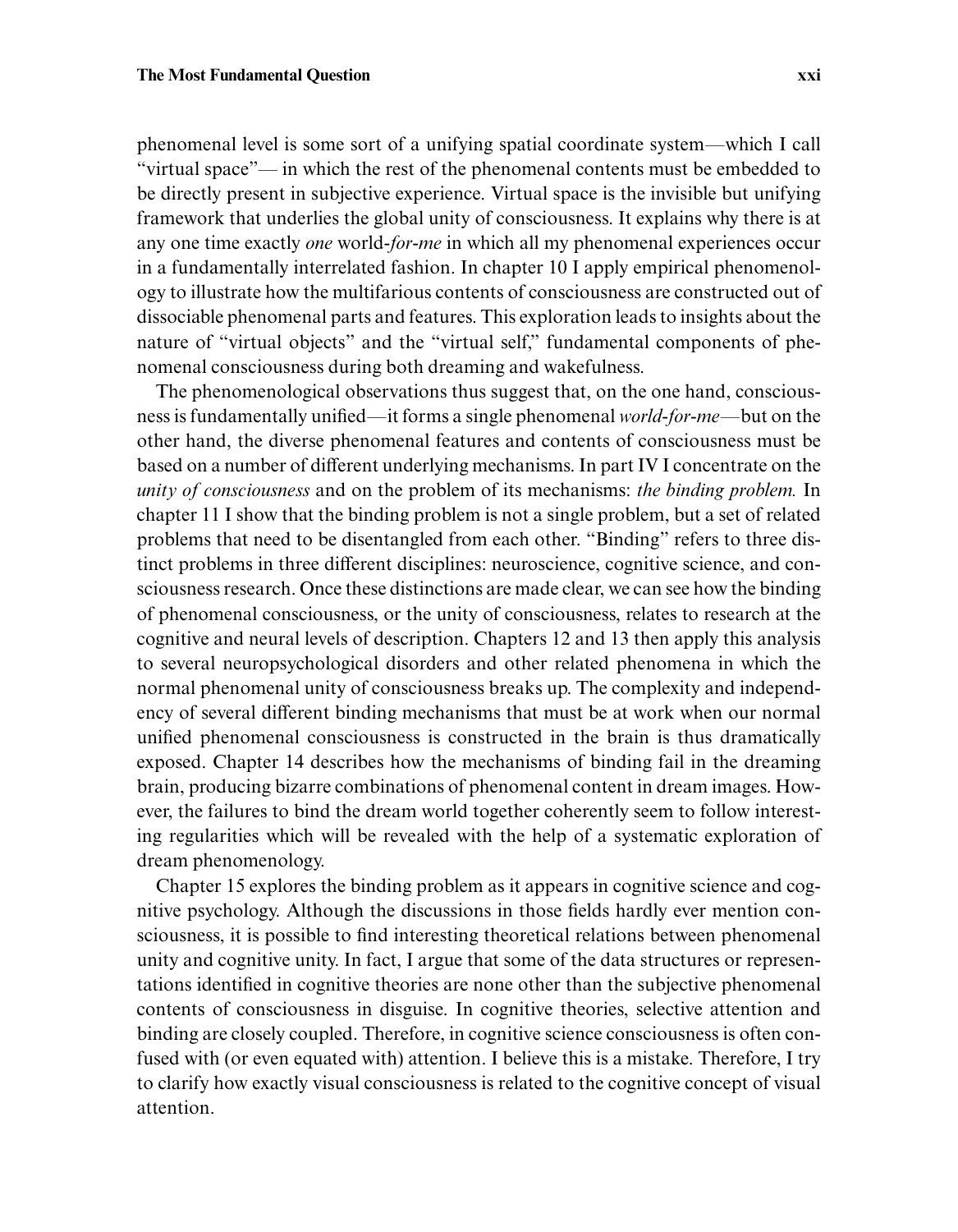phenomenal level is some sort of a unifying spatial coordinate system—which I call "virtual space"— in which the rest of the phenomenal contents must be embedded to be directly present in subjective experience. Virtual space is the invisible but unifying framework that underlies the global unity of consciousness. It explains why there is at any one time exactly *one* world-*for-me* in which all my phenomenal experiences occur in a fundamentally interrelated fashion. In chapter 10 I apply empirical phenomenology to illustrate how the multifarious contents of consciousness are constructed out of dissociable phenomenal parts and features. This exploration leads to insights about the nature of "virtual objects" and the "virtual self," fundamental components of phenomenal consciousness during both dreaming and wakefulness.

The phenomenological observations thus suggest that, on the one hand, consciousness is fundamentally unified—it forms a single phenomenal *world-for-me*—but on the other hand, the diverse phenomenal features and contents of consciousness must be based on a number of different underlying mechanisms. In part IV I concentrate on the *unity of consciousness* and on the problem of its mechanisms: *the binding problem.* In chapter 11 I show that the binding problem is not a single problem, but a set of related problems that need to be disentangled from each other. "Binding" refers to three distinct problems in three different disciplines: neuroscience, cognitive science, and consciousness research. Once these distinctions are made clear, we can see how the binding of phenomenal consciousness, or the unity of consciousness, relates to research at the cognitive and neural levels of description. Chapters 12 and 13 then apply this analysis to several neuropsychological disorders and other related phenomena in which the normal phenomenal unity of consciousness breaks up. The complexity and independency of several different binding mechanisms that must be at work when our normal unified phenomenal consciousness is constructed in the brain is thus dramatically exposed. Chapter 14 describes how the mechanisms of binding fail in the dreaming brain, producing bizarre combinations of phenomenal content in dream images. However, the failures to bind the dream world together coherently seem to follow interesting regularities which will be revealed with the help of a systematic exploration of dream phenomenology.

Chapter 15 explores the binding problem as it appears in cognitive science and cognitive psychology. Although the discussions in those fields hardly ever mention consciousness, it is possible to find interesting theoretical relations between phenomenal unity and cognitive unity. In fact, I argue that some of the data structures or representations identified in cognitive theories are none other than the subjective phenomenal contents of consciousness in disguise. In cognitive theories, selective attention and binding are closely coupled. Therefore, in cognitive science consciousness is often confused with (or even equated with) attention. I believe this is a mistake. Therefore, I try to clarify how exactly visual consciousness is related to the cognitive concept of visual attention.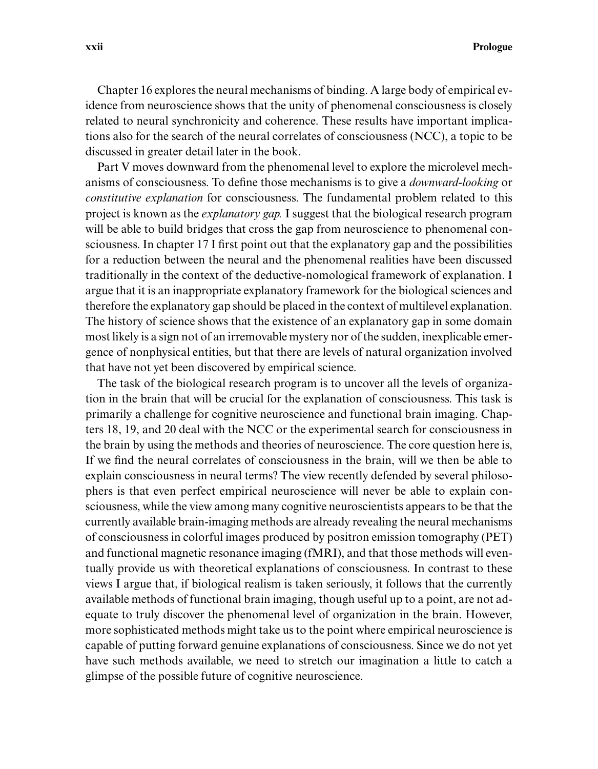Chapter 16 explores the neural mechanisms of binding. A large body of empirical evidence from neuroscience shows that the unity of phenomenal consciousness is closely related to neural synchronicity and coherence. These results have important implications also for the search of the neural correlates of consciousness (NCC), a topic to be discussed in greater detail later in the book.

Part V moves downward from the phenomenal level to explore the microlevel mechanisms of consciousness. To define those mechanisms is to give a *downward-looking* or *constitutive explanation* for consciousness. The fundamental problem related to this project is known as the *explanatory gap.* I suggest that the biological research program will be able to build bridges that cross the gap from neuroscience to phenomenal consciousness. In chapter 17 I first point out that the explanatory gap and the possibilities for a reduction between the neural and the phenomenal realities have been discussed traditionally in the context of the deductive-nomological framework of explanation. I argue that it is an inappropriate explanatory framework for the biological sciences and therefore the explanatory gap should be placed in the context of multilevel explanation. The history of science shows that the existence of an explanatory gap in some domain most likely is a sign not of an irremovable mystery nor of the sudden, inexplicable emergence of nonphysical entities, but that there are levels of natural organization involved that have not yet been discovered by empirical science.

The task of the biological research program is to uncover all the levels of organization in the brain that will be crucial for the explanation of consciousness. This task is primarily a challenge for cognitive neuroscience and functional brain imaging. Chapters 18, 19, and 20 deal with the NCC or the experimental search for consciousness in the brain by using the methods and theories of neuroscience. The core question here is, If we find the neural correlates of consciousness in the brain, will we then be able to explain consciousness in neural terms? The view recently defended by several philosophers is that even perfect empirical neuroscience will never be able to explain consciousness, while the view among many cognitive neuroscientists appears to be that the currently available brain-imaging methods are already revealing the neural mechanisms of consciousness in colorful images produced by positron emission tomography (PET) and functional magnetic resonance imaging (fMRI), and that those methods will eventually provide us with theoretical explanations of consciousness. In contrast to these views I argue that, if biological realism is taken seriously, it follows that the currently available methods of functional brain imaging, though useful up to a point, are not adequate to truly discover the phenomenal level of organization in the brain. However, more sophisticated methods might take us to the point where empirical neuroscience is capable of putting forward genuine explanations of consciousness. Since we do not yet have such methods available, we need to stretch our imagination a little to catch a glimpse of the possible future of cognitive neuroscience.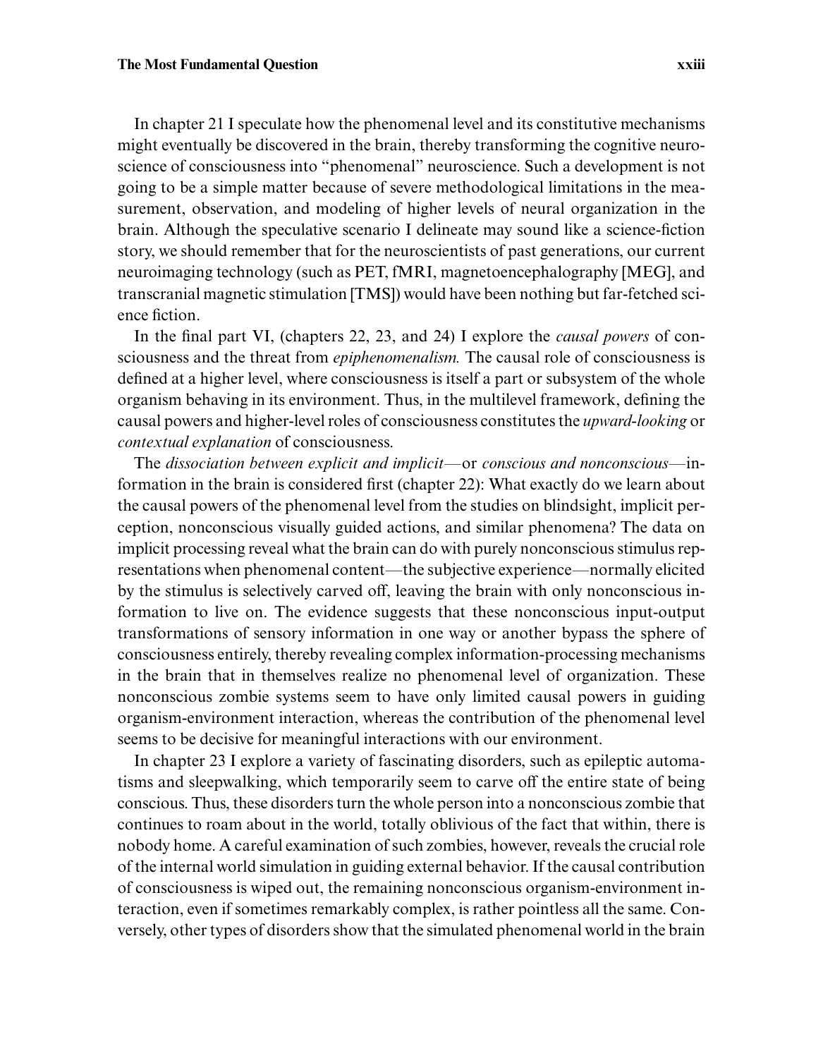In chapter 21 I speculate how the phenomenal level and its constitutive mechanisms might eventually be discovered in the brain, thereby transforming the cognitive neuroscience of consciousness into "phenomenal" neuroscience. Such a development is not going to be a simple matter because of severe methodological limitations in the measurement, observation, and modeling of higher levels of neural organization in the brain. Although the speculative scenario I delineate may sound like a science-fiction story, we should remember that for the neuroscientists of past generations, our current neuroimaging technology (such as PET, fMRI, magnetoencephalography [MEG], and transcranial magnetic stimulation [TMS]) would have been nothing but far-fetched science fiction.

In the final part VI, (chapters 22, 23, and 24) I explore the *causal powers* of consciousness and the threat from *epiphenomenalism.* The causal role of consciousness is defined at a higher level, where consciousness is itself a part or subsystem of the whole organism behaving in its environment. Thus, in the multilevel framework, defining the causal powers and higher-level roles of consciousness constitutes the *upward-looking* or *contextual explanation* of consciousness.

The *dissociation between explicit and implicit*—or *conscious and nonconscious*—information in the brain is considered first (chapter 22): What exactly do we learn about the causal powers of the phenomenal level from the studies on blindsight, implicit perception, nonconscious visually guided actions, and similar phenomena? The data on implicit processing reveal what the brain can do with purely nonconscious stimulus representations when phenomenal content—the subjective experience—normally elicited by the stimulus is selectively carved off, leaving the brain with only nonconscious information to live on. The evidence suggests that these nonconscious input-output transformations of sensory information in one way or another bypass the sphere of consciousness entirely, thereby revealing complex information-processing mechanisms in the brain that in themselves realize no phenomenal level of organization. These nonconscious zombie systems seem to have only limited causal powers in guiding organism-environment interaction, whereas the contribution of the phenomenal level seems to be decisive for meaningful interactions with our environment.

In chapter 23 I explore a variety of fascinating disorders, such as epileptic automatisms and sleepwalking, which temporarily seem to carve off the entire state of being conscious. Thus, these disorders turn the whole person into a nonconscious zombie that continues to roam about in the world, totally oblivious of the fact that within, there is nobody home. A careful examination of such zombies, however, reveals the crucial role of the internal world simulation in guiding external behavior. If the causal contribution of consciousness is wiped out, the remaining nonconscious organism-environment interaction, even if sometimes remarkably complex, is rather pointless all the same. Conversely, other types of disorders show that the simulated phenomenal world in the brain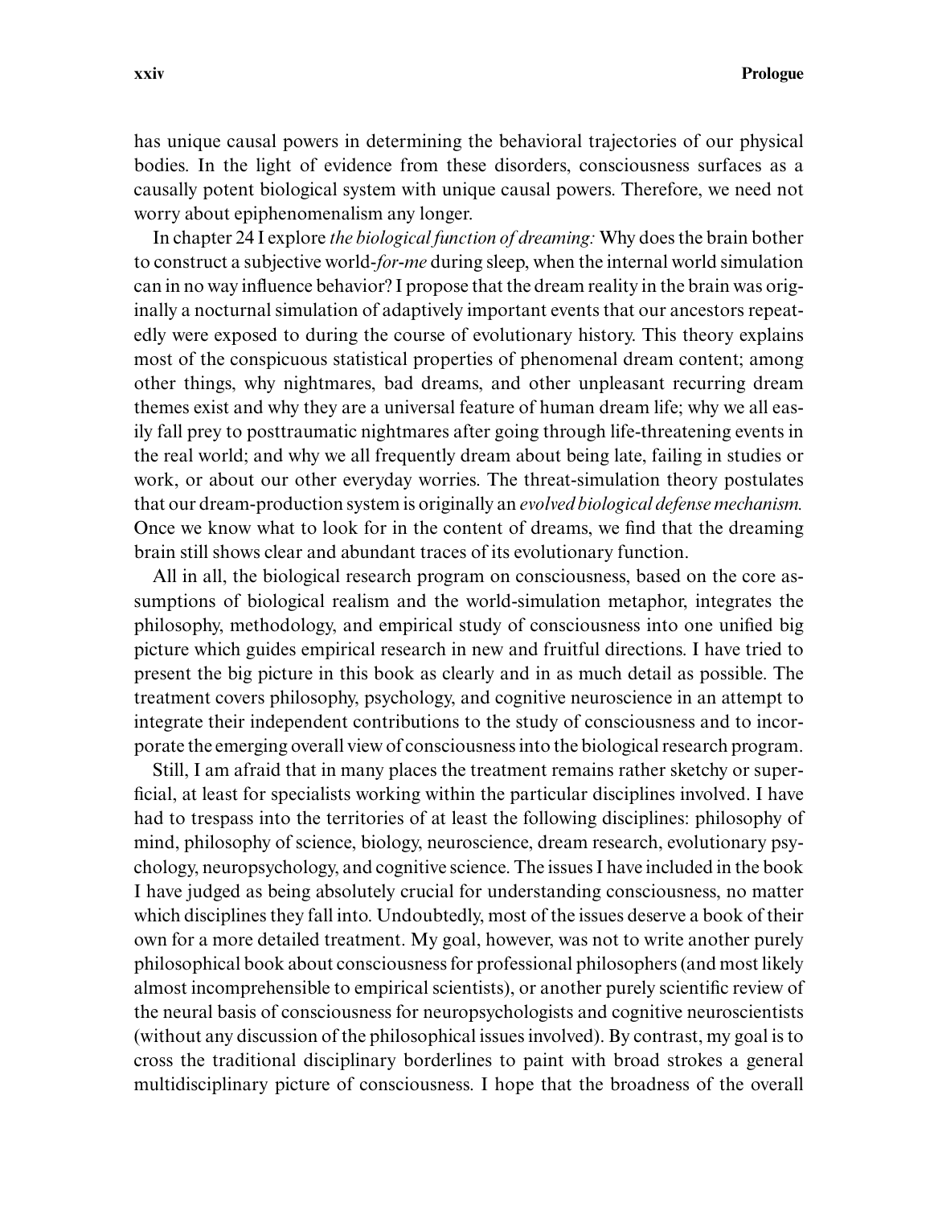has unique causal powers in determining the behavioral trajectories of our physical bodies. In the light of evidence from these disorders, consciousness surfaces as a causally potent biological system with unique causal powers. Therefore, we need not worry about epiphenomenalism any longer.

In chapter 24 I explore *the biological function of dreaming:* Why does the brain bother to construct a subjective world-*for-me* during sleep, when the internal world simulation can in no way influence behavior? I propose that the dream reality in the brain was originally a nocturnal simulation of adaptively important events that our ancestors repeatedly were exposed to during the course of evolutionary history. This theory explains most of the conspicuous statistical properties of phenomenal dream content; among other things, why nightmares, bad dreams, and other unpleasant recurring dream themes exist and why they are a universal feature of human dream life; why we all easily fall prey to posttraumatic nightmares after going through life-threatening events in the real world; and why we all frequently dream about being late, failing in studies or work, or about our other everyday worries. The threat-simulation theory postulates that our dream-production system is originally an *evolved biological defense mechanism.* Once we know what to look for in the content of dreams, we find that the dreaming brain still shows clear and abundant traces of its evolutionary function.

All in all, the biological research program on consciousness, based on the core assumptions of biological realism and the world-simulation metaphor, integrates the philosophy, methodology, and empirical study of consciousness into one unified big picture which guides empirical research in new and fruitful directions. I have tried to present the big picture in this book as clearly and in as much detail as possible. The treatment covers philosophy, psychology, and cognitive neuroscience in an attempt to integrate their independent contributions to the study of consciousness and to incorporate the emerging overall view of consciousness into the biological research program.

Still, I am afraid that in many places the treatment remains rather sketchy or superficial, at least for specialists working within the particular disciplines involved. I have had to trespass into the territories of at least the following disciplines: philosophy of mind, philosophy of science, biology, neuroscience, dream research, evolutionary psychology, neuropsychology, and cognitive science. The issues I have included in the book I have judged as being absolutely crucial for understanding consciousness, no matter which disciplines they fall into. Undoubtedly, most of the issues deserve a book of their own for a more detailed treatment. My goal, however, was not to write another purely philosophical book about consciousness for professional philosophers (and most likely almost incomprehensible to empirical scientists), or another purely scientific review of the neural basis of consciousness for neuropsychologists and cognitive neuroscientists (without any discussion of the philosophical issues involved). By contrast, my goal is to cross the traditional disciplinary borderlines to paint with broad strokes a general multidisciplinary picture of consciousness. I hope that the broadness of the overall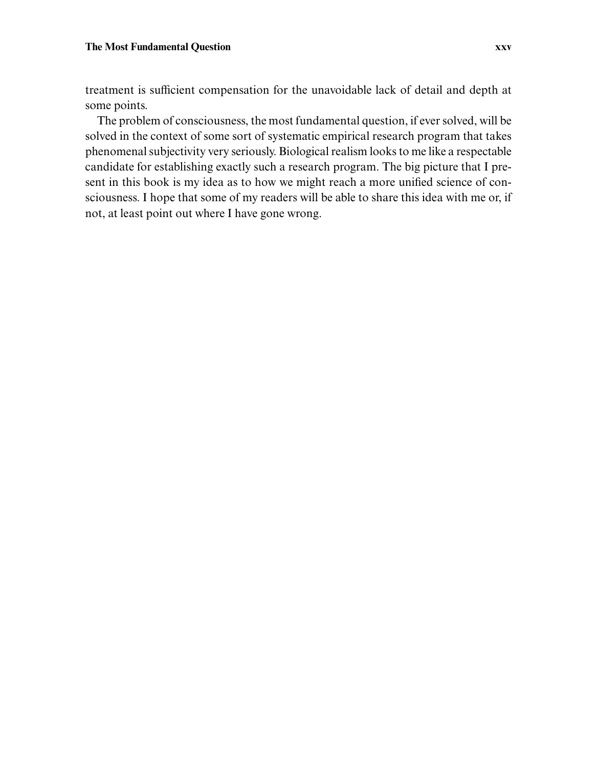treatment is sufficient compensation for the unavoidable lack of detail and depth at some points.

The problem of consciousness, the most fundamental question, if ever solved, will be solved in the context of some sort of systematic empirical research program that takes phenomenal subjectivity very seriously. Biological realism looks to me like a respectable candidate for establishing exactly such a research program. The big picture that I present in this book is my idea as to how we might reach a more unified science of consciousness. I hope that some of my readers will be able to share this idea with me or, if not, at least point out where I have gone wrong.